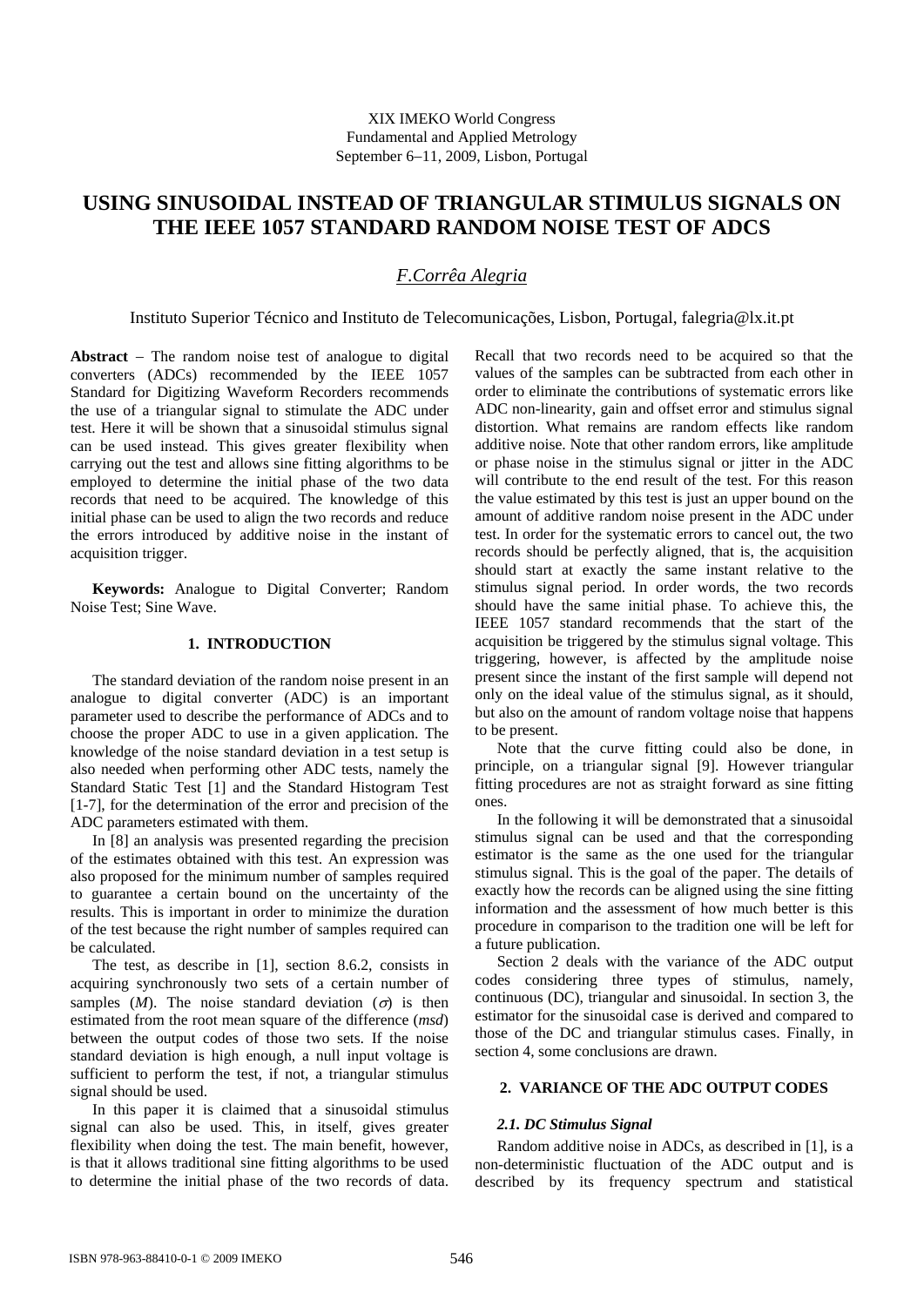XIX IMEKO World Congress
Fundamental and Applied Metrology
September 6–11, 2009, Lisbon, Portugal

# USING SINUSOIDAL INSTEAD OF TRIANGULAR STIMULUS SIGNALS ON THE IEEE 1057 STANDARD RANDOM NOISE TEST OF ADCS

*F.Corrêa Alegria*

Instituto Superior Técnico and Instituto de Telecomunicações, Lisbon, Portugal, falegria@lx.it.pt

**Abstract** – The random noise test of analogue to digital converters (ADCs) recommended by the IEEE 1057 Standard for Digitizing Waveform Recorders recommends the use of a triangular signal to stimulate the ADC under test. Here it will be shown that a sinusoidal stimulus signal can be used instead. This gives greater flexibility when carrying out the test and allows sine fitting algorithms to be employed to determine the initial phase of the two data records that need to be acquired. The knowledge of this initial phase can be used to align the two records and reduce the errors introduced by additive noise in the instant of acquisition trigger.

**Keywords:** Analogue to Digital Converter; Random Noise Test; Sine Wave.

## 1. INTRODUCTION

The standard deviation of the random noise present in an analogue to digital converter (ADC) is an important parameter used to describe the performance of ADCs and to choose the proper ADC to use in a given application. The knowledge of the noise standard deviation in a test setup is also needed when performing other ADC tests, namely the Standard Static Test [1] and the Standard Histogram Test [1-7], for the determination of the error and precision of the ADC parameters estimated with them.

In [8] an analysis was presented regarding the precision of the estimates obtained with this test. An expression was also proposed for the minimum number of samples required to guarantee a certain bound on the uncertainty of the results. This is important in order to minimize the duration of the test because the right number of samples required can be calculated.

The test, as describe in [1], section 8.6.2, consists in acquiring synchronously two sets of a certain number of samples ($M$). The noise standard deviation ($\sigma$) is then estimated from the root mean square of the difference (*msd*) between the output codes of those two sets. If the noise standard deviation is high enough, a null input voltage is sufficient to perform the test, if not, a triangular stimulus signal should be used.

In this paper it is claimed that a sinusoidal stimulus signal can also be used. This, in itself, gives greater flexibility when doing the test. The main benefit, however, is that it allows traditional sine fitting algorithms to be used to determine the initial phase of the two records of data. Recall that two records need to be acquired so that the values of the samples can be subtracted from each other in order to eliminate the contributions of systematic errors like ADC non-linearity, gain and offset error and stimulus signal distortion. What remains are random effects like random additive noise. Note that other random errors, like amplitude or phase noise in the stimulus signal or jitter in the ADC will contribute to the end result of the test. For this reason the value estimated by this test is just an upper bound on the amount of additive random noise present in the ADC under test. In order for the systematic errors to cancel out, the two records should be perfectly aligned, that is, the acquisition should start at exactly the same instant relative to the stimulus signal period. In order words, the two records should have the same initial phase. To achieve this, the IEEE 1057 standard recommends that the start of the acquisition be triggered by the stimulus signal voltage. This triggering, however, is affected by the amplitude noise present since the instant of the first sample will depend not only on the ideal value of the stimulus signal, as it should, but also on the amount of random voltage noise that happens to be present.

Note that the curve fitting could also be done, in principle, on a triangular signal [9]. However triangular fitting procedures are not as straight forward as sine fitting ones.

In the following it will be demonstrated that a sinusoidal stimulus signal can be used and that the corresponding estimator is the same as the one used for the triangular stimulus signal. This is the goal of the paper. The details of exactly how the records can be aligned using the sine fitting information and the assessment of how much better is this procedure in comparison to the tradition one will be left for a future publication.

Section 2 deals with the variance of the ADC output codes considering three types of stimulus, namely, continuous (DC), triangular and sinusoidal. In section 3, the estimator for the sinusoidal case is derived and compared to those of the DC and triangular stimulus cases. Finally, in section 4, some conclusions are drawn.

## 2. VARIANCE OF THE ADC OUTPUT CODES

### 2.1. DC Stimulus Signal

Random additive noise in ADCs, as described in [1], is a non-deterministic fluctuation of the ADC output and is described by its frequency spectrum and statistical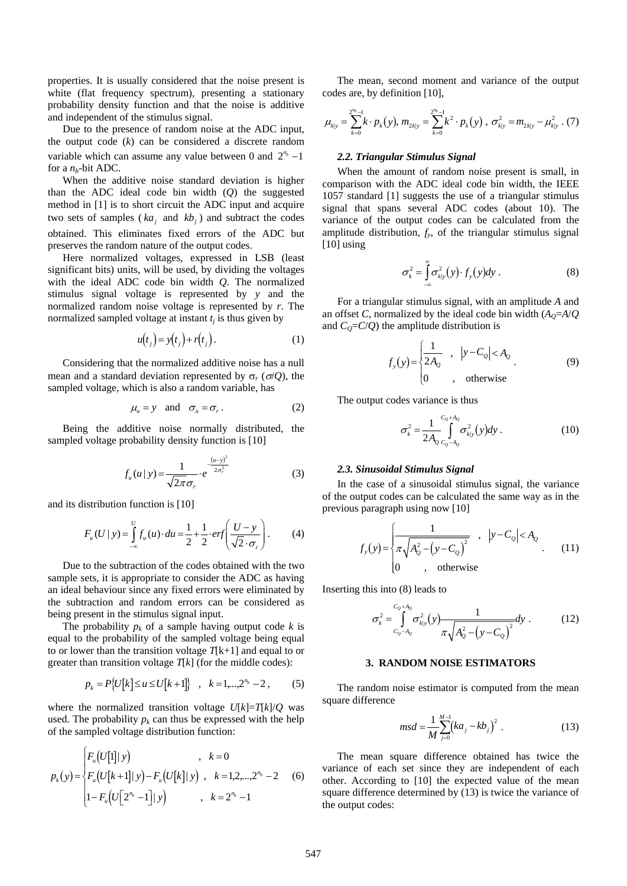properties. It is usually considered that the noise present is white (flat frequency spectrum), presenting a stationary probability density function and that the noise is additive and independent of the stimulus signal.

Due to the presence of random noise at the ADC input, the output code ($k$) can be considered a discrete random variable which can assume any value between 0 and $2^{n_b}-1$ for a $n_b$-bit ADC.

When the additive noise standard deviation is higher than the ADC ideal code bin width ($Q$) the suggested method in [1] is to short circuit the ADC input and acquire two sets of samples ($ka_j$ and $kb_j$) and subtract the codes obtained. This eliminates fixed errors of the ADC but preserves the random nature of the output codes.

Here normalized voltages, expressed in LSB (least significant bits) units, will be used, by dividing the voltages with the ideal ADC code bin width $Q$. The normalized stimulus signal voltage is represented by $y$ and the normalized random noise voltage is represented by $r$. The normalized sampled voltage at instant $t_j$ is thus given by

$$u(t_j) = y(t_j) + r(t_j). \qquad (1)$$

Considering that the normalized additive noise has a null mean and a standard deviation represented by $\sigma_r$ ($\sigma/Q$), the sampled voltage, which is also a random variable, has

$$\mu_u = y \quad \text{and} \quad \sigma_u = \sigma_r . \qquad (2)$$

Being the additive noise normally distributed, the sampled voltage probability density function is [10]

$$f_u(u\,|\,y) = \frac{1}{\sqrt{2\pi}\sigma_r} \cdot e^{-\frac{(u-y)^2}{2\sigma_r^2}} \qquad (3)$$

and its distribution function is [10]

$$F_u(U\,|\,y) = \int_{-\infty}^{U} f_u(u)\cdot du = \frac{1}{2} + \frac{1}{2}\cdot erf\left(\frac{U-y}{\sqrt{2}\cdot\sigma_r}\right). \qquad (4)$$

Due to the subtraction of the codes obtained with the two sample sets, it is appropriate to consider the ADC as having an ideal behaviour since any fixed errors were eliminated by the subtraction and random errors can be considered as being present in the stimulus signal input.

The probability $p_k$ of a sample having output code $k$ is equal to the probability of the sampled voltage being equal to or lower than the transition voltage $T$[k+1] and equal to or greater than transition voltage $T[k]$ (for the middle codes):

$$p_k = P\{U[k] \le u \le U[k+1]\} \quad , \quad k = 1,..,2^{n_b}-2 , \qquad (5)$$

where the normalized transition voltage $U[k]=T[k]/Q$ was used. The probability $p_k$ can thus be expressed with the help of the sampled voltage distribution function:

$$p_k(y) = \begin{cases} F_u(U[1]\,|\,y) & , \quad k=0 \\ F_u(U[k+1]\,|\,y) - F_u(U[k]\,|\,y) & , \quad k=1,2,...,2^{n_b}-2 \\ 1 - F_u\left(U\left[2^{n_b}-1\right]\,|\,y\right) & , \quad k = 2^{n_b}-1 \end{cases} \qquad (6)$$

The mean, second moment and variance of the output codes are, by definition [10],

$$\mu_{k|y} = \sum_{k=0}^{2^{n_b}-1} k\cdot p_k(y),\; m_{2k|y} = \sum_{k=0}^{2^{n_b}-1} k^2\cdot p_k(y)\;,\; \sigma_{k|y}^2 = m_{2k|y} - \mu_{k|y}^2 \,. \qquad (7)$$

### 2.2. Triangular Stimulus Signal

When the amount of random noise present is small, in comparison with the ADC ideal code bin width, the IEEE 1057 standard [1] suggests the use of a triangular stimulus signal that spans several ADC codes (about 10). The variance of the output codes can be calculated from the amplitude distribution, $f_y$, of the triangular stimulus signal [10] using

$$\sigma_k^2 = \int_{-\infty}^{\infty} \sigma_{k|y}^2(y)\cdot f_y(y)dy\,. \qquad (8)$$

For a triangular stimulus signal, with an amplitude $A$ and an offset $C$, normalized by the ideal code bin width ($A_Q$=$A/Q$ and $C_Q$=$C/Q$) the amplitude distribution is

$$f_y(y) = \begin{cases} \dfrac{1}{2A_Q} & , \quad |y-C_Q| < A_Q \\ 0 & , \quad \text{otherwise} \end{cases}. \qquad (9)$$

The output codes variance is thus

$$\sigma_k^2 = \frac{1}{2A_Q}\int_{C_Q-A_Q}^{C_Q+A_Q} \sigma_{k|y}^2(y)dy\,. \qquad (10)$$

### 2.3. Sinusoidal Stimulus Signal

In the case of a sinusoidal stimulus signal, the variance of the output codes can be calculated the same way as in the previous paragraph using now [10]

$$f_y(y) = \begin{cases} \dfrac{1}{\pi\sqrt{A_Q^2-(y-C_Q)^2}} & , \quad |y-C_Q| < A_Q \\ 0 & , \quad \text{otherwise} \end{cases}. \qquad (11)$$

Inserting this into (8) leads to

$$\sigma_k^2 = \int_{C_Q-A_Q}^{C_Q+A_Q} \sigma_{k|y}^2(y)\frac{1}{\pi\sqrt{A_Q^2-(y-C_Q)^2}}dy\,. \qquad (12)$$

## 3. RANDOM NOISE ESTIMATORS

The random noise estimator is computed from the mean square difference

$$msd = \frac{1}{M}\sum_{j=0}^{M-1}(ka_j - kb_j)^2\,. \qquad (13)$$

The mean square difference obtained has twice the variance of each set since they are independent of each other. According to [10] the expected value of the mean square difference determined by (13) is twice the variance of the output codes: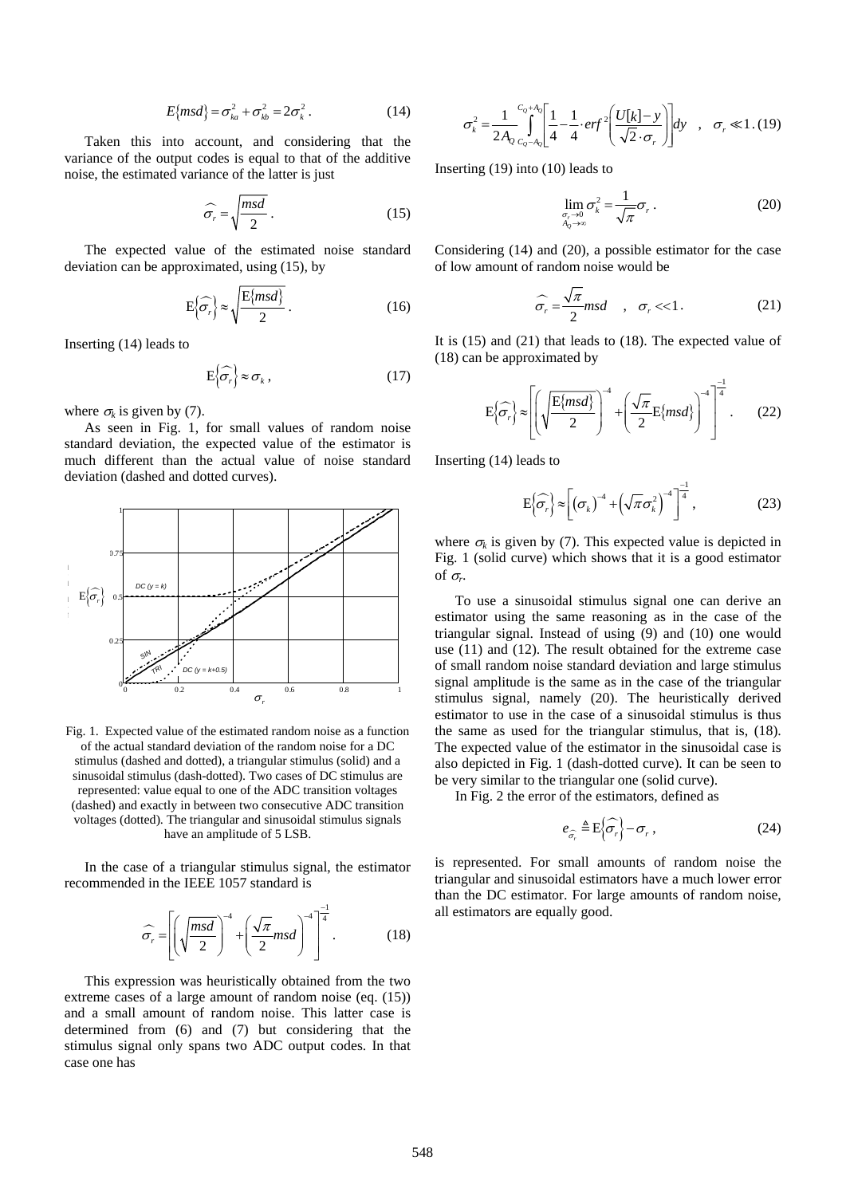$$E\{msd\} = \sigma_{ka}^2 + \sigma_{kb}^2 = 2\sigma_k^2 . \quad (14)$$

Taken this into account, and considering that the variance of the output codes is equal to that of the additive noise, the estimated variance of the latter is just

$$\widehat{\sigma_r} = \sqrt{\frac{msd}{2}} . \quad (15)$$

The expected value of the estimated noise standard deviation can be approximated, using (15), by

$$\mathrm{E}\left\{\widehat{\sigma_r}\right\} \approx \sqrt{\frac{\mathrm{E}\{msd\}}{2}} . \quad (16)$$

Inserting (14) leads to

$$\mathrm{E}\left\{\widehat{\sigma_r}\right\} \approx \sigma_k , \quad (17)$$

where $\sigma_k$ is given by (7).

As seen in Fig. 1, for small values of random noise standard deviation, the expected value of the estimator is much different than the actual value of noise standard deviation (dashed and dotted curves).

Fig. 1. Expected value of the estimated random noise as a function of the actual standard deviation of the random noise for a DC stimulus (dashed and dotted), a triangular stimulus (solid) and a sinusoidal stimulus (dash-dotted). Two cases of DC stimulus are represented: value equal to one of the ADC transition voltages (dashed) and exactly in between two consecutive ADC transition voltages (dotted). The triangular and sinusoidal stimulus signals have an amplitude of 5 LSB.

In the case of a triangular stimulus signal, the estimator recommended in the IEEE 1057 standard is

$$\widehat{\sigma_r} = \left[\left(\sqrt{\frac{msd}{2}}\right)^{-4} + \left(\frac{\sqrt{\pi}}{2} msd\right)^{-4}\right]^{-\frac{1}{4}} . \quad (18)$$

This expression was heuristically obtained from the two extreme cases of a large amount of random noise (eq. (15)) and a small amount of random noise. This latter case is determined from (6) and (7) but considering that the stimulus signal only spans two ADC output codes. In that case one has

$$\sigma_k^2 = \frac{1}{2A_Q} \int_{C_Q - A_Q}^{C_Q + A_Q} \left[\frac{1}{4} - \frac{1}{4} \cdot erf^2\left(\frac{U[k] - y}{\sqrt{2} \cdot \sigma_r}\right)\right] dy \quad , \quad \sigma_r \ll 1 . \quad (19)$$

Inserting (19) into (10) leads to

$$\lim_{\substack{\sigma_r \to 0 \\ A_Q \to \infty}} \sigma_k^2 = \frac{1}{\sqrt{\pi}} \sigma_r . \quad (20)$$

Considering (14) and (20), a possible estimator for the case of low amount of random noise would be

$$\widehat{\sigma_r} = \frac{\sqrt{\pi}}{2} msd \quad , \quad \sigma_r << 1 . \quad (21)$$

It is (15) and (21) that leads to (18). The expected value of (18) can be approximated by

$$\mathrm{E}\left\{\widehat{\sigma_r}\right\} \approx \left[\left(\sqrt{\frac{\mathrm{E}\{msd\}}{2}}\right)^{-4} + \left(\frac{\sqrt{\pi}}{2} \mathrm{E}\{msd\}\right)^{-4}\right]^{-\frac{1}{4}} . \quad (22)$$

Inserting (14) leads to

$$\mathrm{E}\left\{\widehat{\sigma_r}\right\} \approx \left[\left(\sigma_k\right)^{-4} + \left(\sqrt{\pi}\sigma_k^2\right)^{-4}\right]^{-\frac{1}{4}} , \quad (23)$$

where $\sigma_k$ is given by (7). This expected value is depicted in Fig. 1 (solid curve) which shows that it is a good estimator of $\sigma_r$.

To use a sinusoidal stimulus signal one can derive an estimator using the same reasoning as in the case of the triangular signal. Instead of using (9) and (10) one would use (11) and (12). The result obtained for the extreme case of small random noise standard deviation and large stimulus signal amplitude is the same as in the case of the triangular stimulus signal, namely (20). The heuristically derived estimator to use in the case of a sinusoidal stimulus is thus the same as used for the triangular stimulus, that is, (18). The expected value of the estimator in the sinusoidal case is also depicted in Fig. 1 (dash-dotted curve). It can be seen to be very similar to the triangular one (solid curve).

In Fig. 2 the error of the estimators, defined as

$$e_{\widehat{\sigma_r}} \triangleq \mathrm{E}\left\{\widehat{\sigma_r}\right\} - \sigma_r , \quad (24)$$

is represented. For small amounts of random noise the triangular and sinusoidal estimators have a much lower error than the DC estimator. For large amounts of random noise, all estimators are equally good.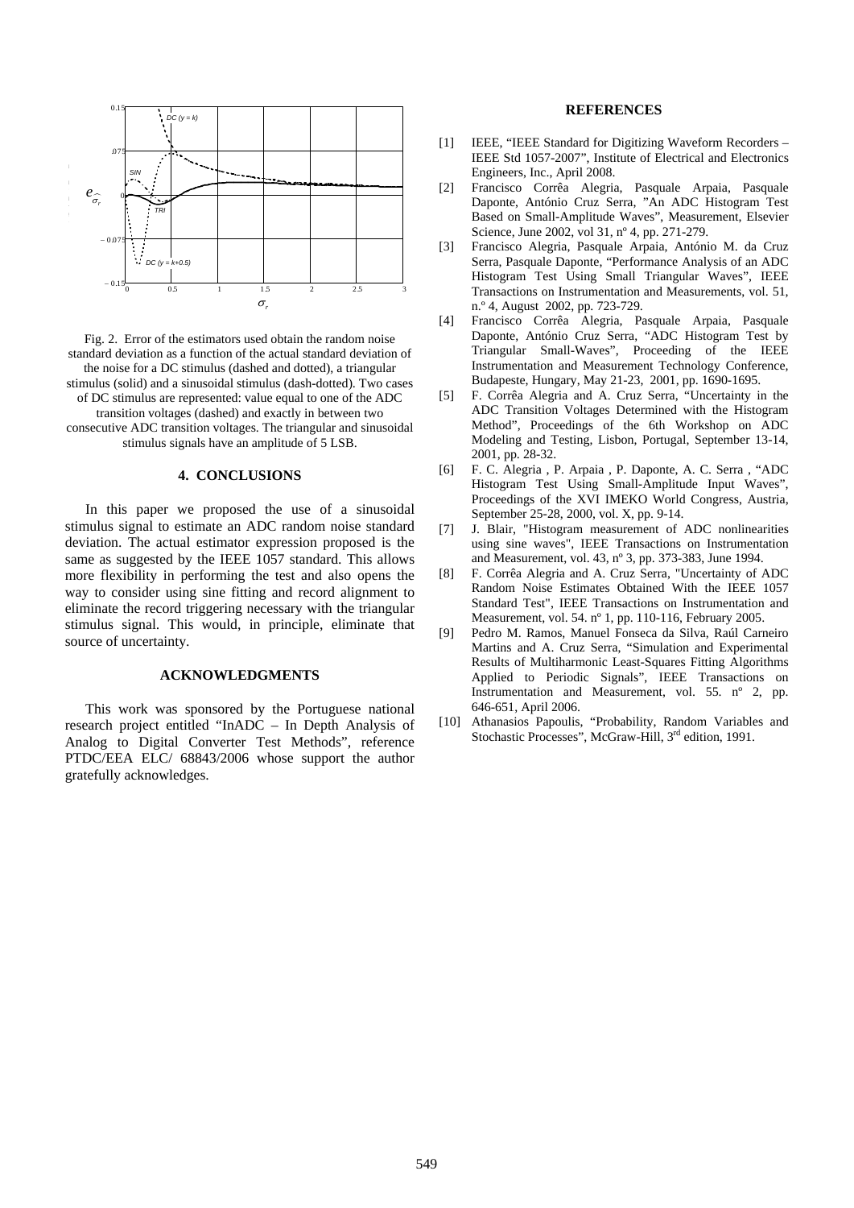0.15

DC (y = k)

.075

SIN

$e_{\hat{\sigma}_r}$

0

TRI

− 0.075

DC (y = k+0.5)

− 0.15

0 0.5 1 1.5 2 2.5 3

$\sigma_r$

Fig. 2. Error of the estimators used obtain the random noise standard deviation as a function of the actual standard deviation of the noise for a DC stimulus (dashed and dotted), a triangular stimulus (solid) and a sinusoidal stimulus (dash-dotted). Two cases of DC stimulus are represented: value equal to one of the ADC transition voltages (dashed) and exactly in between two consecutive ADC transition voltages. The triangular and sinusoidal stimulus signals have an amplitude of 5 LSB.

## 4. CONCLUSIONS

In this paper we proposed the use of a sinusoidal stimulus signal to estimate an ADC random noise standard deviation. The actual estimator expression proposed is the same as suggested by the IEEE 1057 standard. This allows more flexibility in performing the test and also opens the way to consider using sine fitting and record alignment to eliminate the record triggering necessary with the triangular stimulus signal. This would, in principle, eliminate that source of uncertainty.

## ACKNOWLEDGMENTS

This work was sponsored by the Portuguese national research project entitled "InADC – In Depth Analysis of Analog to Digital Converter Test Methods", reference PTDC/EEA ELC/ 68843/2006 whose support the author gratefully acknowledges.

## REFERENCES

[1] IEEE, "IEEE Standard for Digitizing Waveform Recorders – IEEE Std 1057-2007", Institute of Electrical and Electronics Engineers, Inc., April 2008.

[2] Francisco Corrêa Alegria, Pasquale Arpaia, Pasquale Daponte, António Cruz Serra, "An ADC Histogram Test Based on Small-Amplitude Waves", Measurement, Elsevier Science, June 2002, vol 31, nº 4, pp. 271-279.

[3] Francisco Alegria, Pasquale Arpaia, António M. da Cruz Serra, Pasquale Daponte, "Performance Analysis of an ADC Histogram Test Using Small Triangular Waves", IEEE Transactions on Instrumentation and Measurements, vol. 51, n.º 4, August 2002, pp. 723-729.

[4] Francisco Corrêa Alegria, Pasquale Arpaia, Pasquale Daponte, António Cruz Serra, "ADC Histogram Test by Triangular Small-Waves", Proceeding of the IEEE Instrumentation and Measurement Technology Conference, Budapeste, Hungary, May 21-23, 2001, pp. 1690-1695.

[5] F. Corrêa Alegria and A. Cruz Serra, "Uncertainty in the ADC Transition Voltages Determined with the Histogram Method", Proceedings of the 6th Workshop on ADC Modeling and Testing, Lisbon, Portugal, September 13-14, 2001, pp. 28-32.

[6] F. C. Alegria , P. Arpaia , P. Daponte, A. C. Serra , "ADC Histogram Test Using Small-Amplitude Input Waves", Proceedings of the XVI IMEKO World Congress, Austria, September 25-28, 2000, vol. X, pp. 9-14.

[7] J. Blair, "Histogram measurement of ADC nonlinearities using sine waves", IEEE Transactions on Instrumentation and Measurement, vol. 43, nº 3, pp. 373-383, June 1994.

[8] F. Corrêa Alegria and A. Cruz Serra, "Uncertainty of ADC Random Noise Estimates Obtained With the IEEE 1057 Standard Test", IEEE Transactions on Instrumentation and Measurement, vol. 54. nº 1, pp. 110-116, February 2005.

[9] Pedro M. Ramos, Manuel Fonseca da Silva, Raúl Carneiro Martins and A. Cruz Serra, "Simulation and Experimental Results of Multiharmonic Least-Squares Fitting Algorithms Applied to Periodic Signals", IEEE Transactions on Instrumentation and Measurement, vol. 55. nº 2, pp. 646-651, April 2006.

[10] Athanasios Papoulis, "Probability, Random Variables and Stochastic Processes", McGraw-Hill, 3rd edition, 1991.